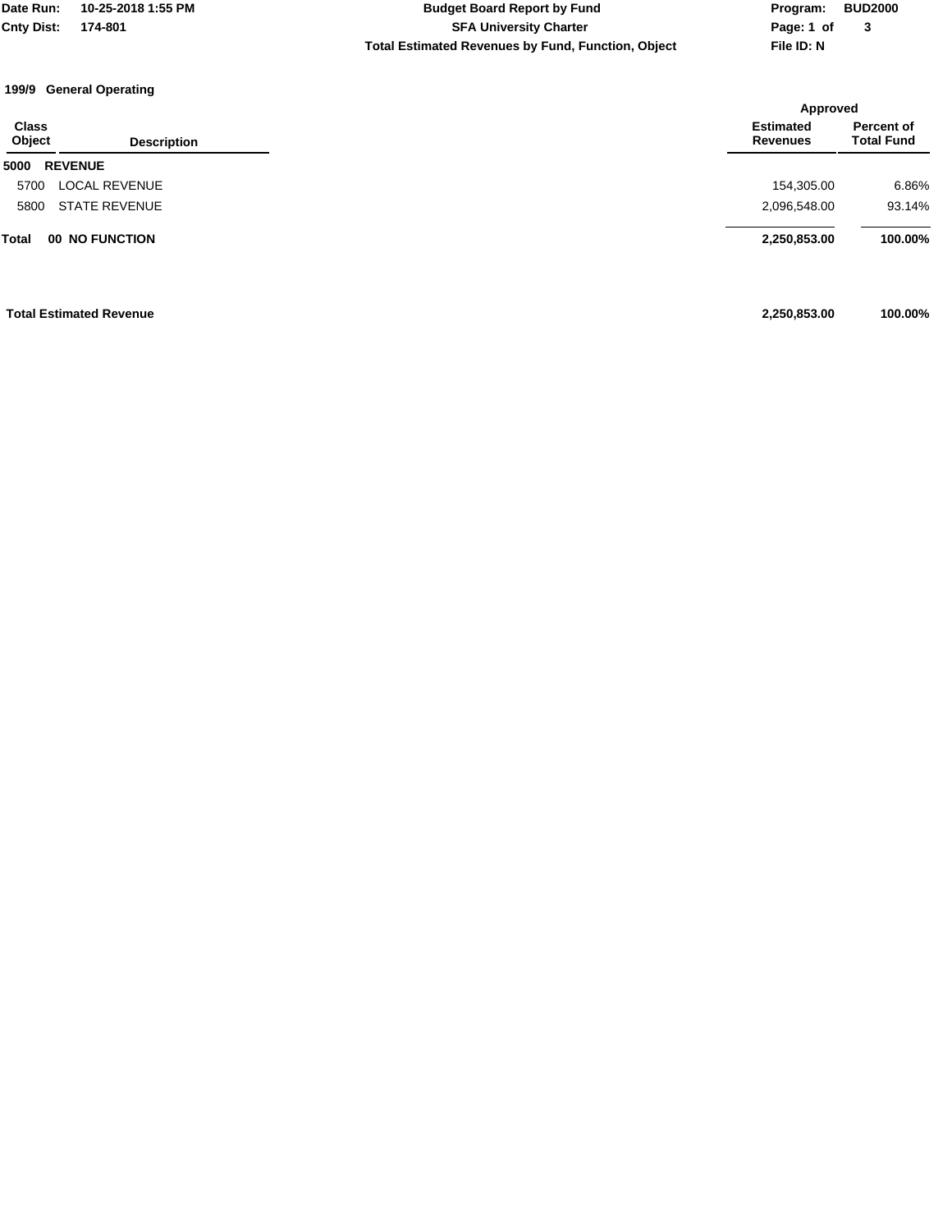Date Run: 10-25-2018 1:55 PM
Cnty Dist: 174-801

**Budget Board Report by Fund**
**SFA University Charter**
**Total Estimated Revenues by Fund, Function, Object**

Program: BUD2000
File ID: N

### 199/9 General Operating

| Class Object | Description | Approved Estimated Revenues | Approved Percent of Total Fund |
|---|---|---|---|
| **5000** | **REVENUE** | | |
| 5700 | LOCAL REVENUE | 154,305.00 | 6.86% |
| 5800 | STATE REVENUE | 2,096,548.00 | 93.14% |
| **Total** | **00 NO FUNCTION** | **2,250,853.00** | **100.00%** |

| | | |
|---|---|---|
| **Total Estimated Revenue** | **2,250,853.00** | **100.00%** |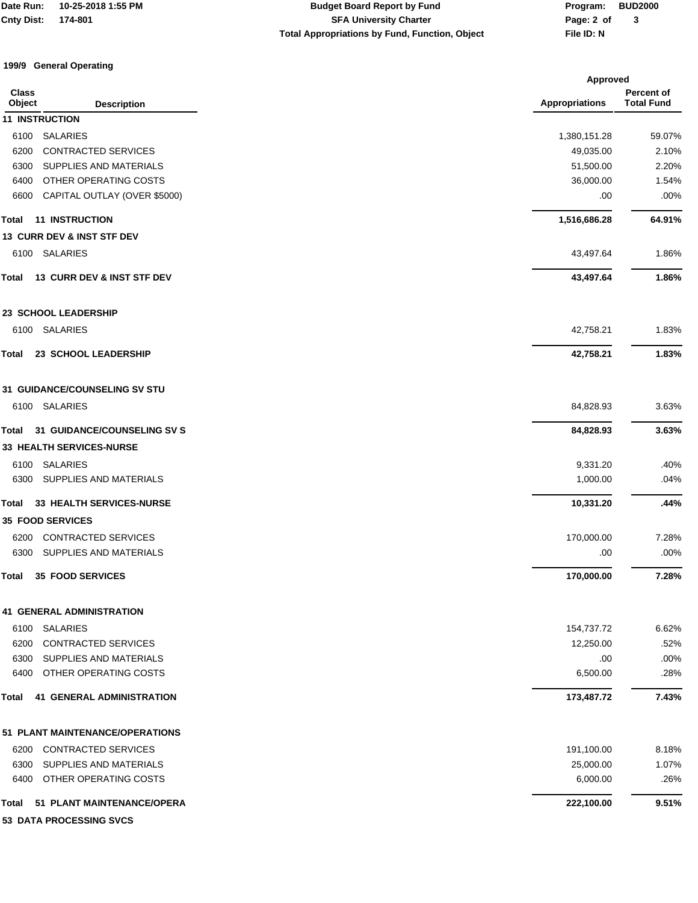## 199/9 General Operating

| Class Object | Description | Approved Appropriations | Approved Percent of Total Fund |
|---|---|---|---|
| **11 INSTRUCTION** | | | |
| 6100 | SALARIES | 1,380,151.28 | 59.07% |
| 6200 | CONTRACTED SERVICES | 49,035.00 | 2.10% |
| 6300 | SUPPLIES AND MATERIALS | 51,500.00 | 2.20% |
| 6400 | OTHER OPERATING COSTS | 36,000.00 | 1.54% |
| 6600 | CAPITAL OUTLAY (OVER $5000) | .00 | .00% |
| **Total** | **11 INSTRUCTION** | **1,516,686.28** | **64.91%** |
| **13 CURR DEV & INST STF DEV** | | | |
| 6100 | SALARIES | 43,497.64 | 1.86% |
| **Total** | **13 CURR DEV & INST STF DEV** | **43,497.64** | **1.86%** |
| **23 SCHOOL LEADERSHIP** | | | |
| 6100 | SALARIES | 42,758.21 | 1.83% |
| **Total** | **23 SCHOOL LEADERSHIP** | **42,758.21** | **1.83%** |
| **31 GUIDANCE/COUNSELING SV STU** | | | |
| 6100 | SALARIES | 84,828.93 | 3.63% |
| **Total** | **31 GUIDANCE/COUNSELING SV S** | **84,828.93** | **3.63%** |
| **33 HEALTH SERVICES-NURSE** | | | |
| 6100 | SALARIES | 9,331.20 | .40% |
| 6300 | SUPPLIES AND MATERIALS | 1,000.00 | .04% |
| **Total** | **33 HEALTH SERVICES-NURSE** | **10,331.20** | **.44%** |
| **35 FOOD SERVICES** | | | |
| 6200 | CONTRACTED SERVICES | 170,000.00 | 7.28% |
| 6300 | SUPPLIES AND MATERIALS | .00 | .00% |
| **Total** | **35 FOOD SERVICES** | **170,000.00** | **7.28%** |
| **41 GENERAL ADMINISTRATION** | | | |
| 6100 | SALARIES | 154,737.72 | 6.62% |
| 6200 | CONTRACTED SERVICES | 12,250.00 | .52% |
| 6300 | SUPPLIES AND MATERIALS | .00 | .00% |
| 6400 | OTHER OPERATING COSTS | 6,500.00 | .28% |
| **Total** | **41 GENERAL ADMINISTRATION** | **173,487.72** | **7.43%** |
| **51 PLANT MAINTENANCE/OPERATIONS** | | | |
| 6200 | CONTRACTED SERVICES | 191,100.00 | 8.18% |
| 6300 | SUPPLIES AND MATERIALS | 25,000.00 | 1.07% |
| 6400 | OTHER OPERATING COSTS | 6,000.00 | .26% |
| **Total** | **51 PLANT MAINTENANCE/OPERA** | **222,100.00** | **9.51%** |
| **53 DATA PROCESSING SVCS** | | | |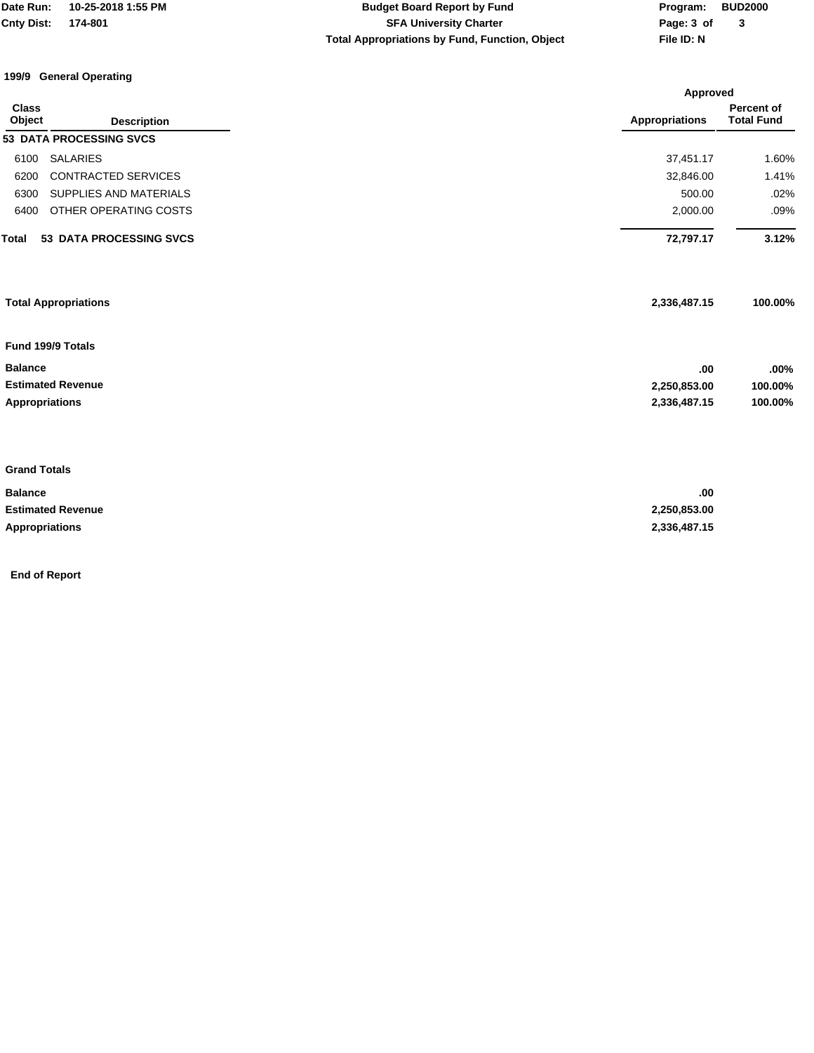**199/9 General Operating**

| Class Object | Description | Approved Appropriations | Percent of Total Fund |
|---|---|---|---|
| **53 DATA PROCESSING SVCS** | | | |
| 6100 | SALARIES | 37,451.17 | 1.60% |
| 6200 | CONTRACTED SERVICES | 32,846.00 | 1.41% |
| 6300 | SUPPLIES AND MATERIALS | 500.00 | .02% |
| 6400 | OTHER OPERATING COSTS | 2,000.00 | .09% |
| **Total** | **53 DATA PROCESSING SVCS** | **72,797.17** | **3.12%** |

| | | |
|---|---|---|
| **Total Appropriations** | **2,336,487.15** | **100.00%** |

**Fund 199/9 Totals**

| | | |
|---|---|---|
| **Balance** | **.00** | **.00%** |
| **Estimated Revenue** | **2,250,853.00** | **100.00%** |
| **Appropriations** | **2,336,487.15** | **100.00%** |

**Grand Totals**

| | |
|---|---|
| **Balance** | **.00** |
| **Estimated Revenue** | **2,250,853.00** |
| **Appropriations** | **2,336,487.15** |

**End of Report**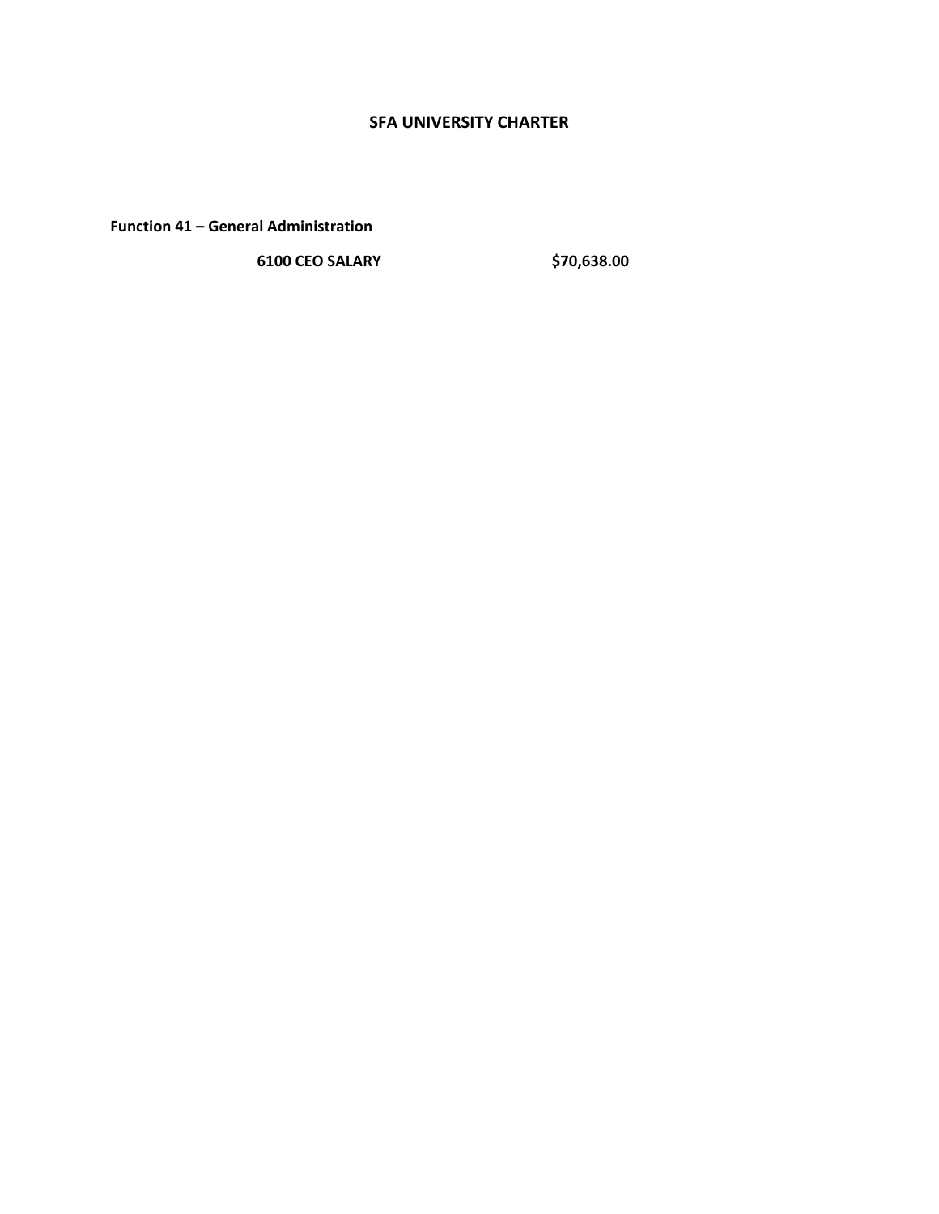# SFA UNIVERSITY CHARTER

**Function 41 – General Administration**

| | |
|---|---|
| **6100 CEO SALARY** | **$70,638.00** |